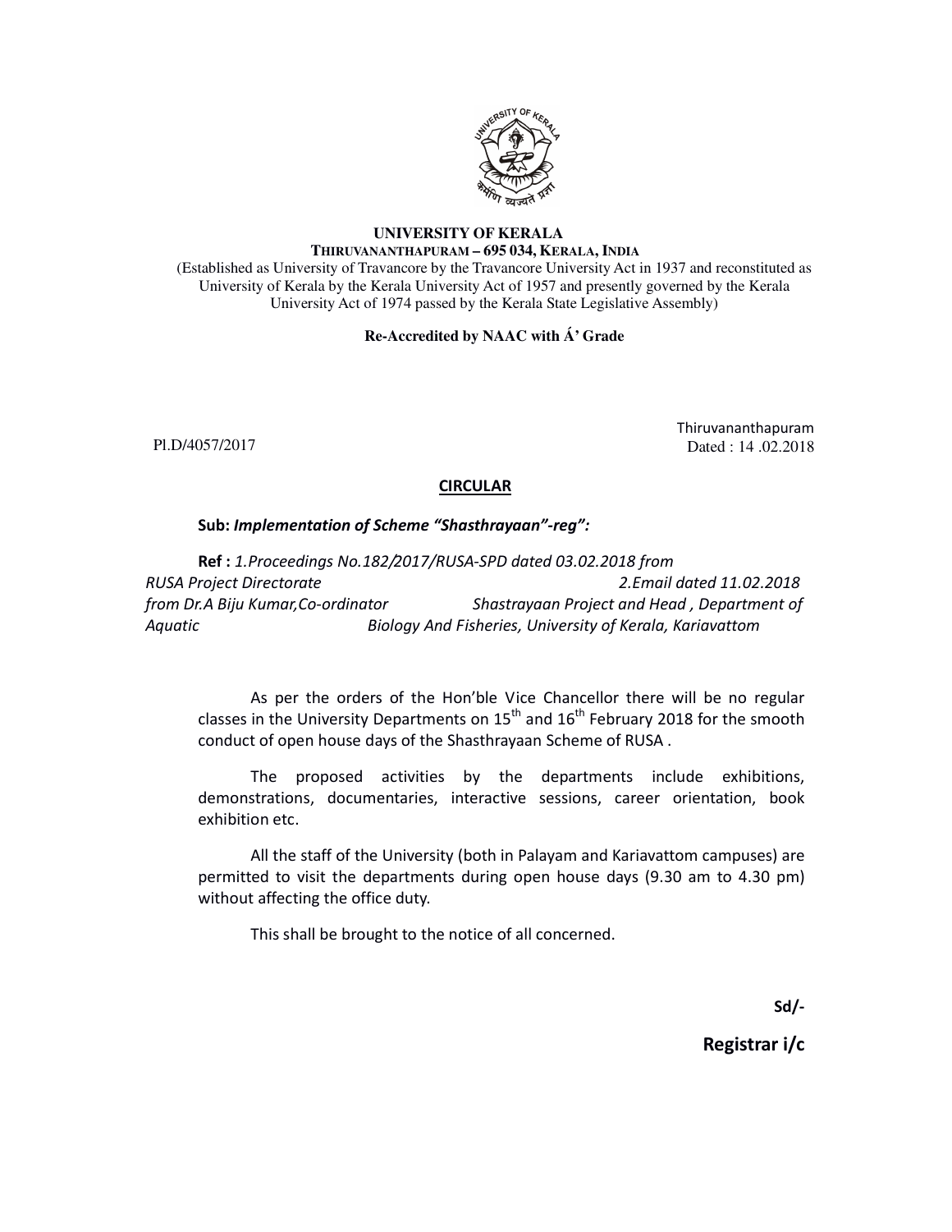**UNIVERSITY OF KERALA**
**THIRUVANANTHAPURAM – 695 034, KERALA, INDIA**

(Established as University of Travancore by the Travancore University Act in 1937 and reconstituted as University of Kerala by the Kerala University Act of 1957 and presently governed by the Kerala University Act of 1974 passed by the Kerala State Legislative Assembly)

**Re-Accredited by NAAC with Á' Grade**

Pl.D/4057/2017

Thiruvananthapuram
Dated : 14 .02.2018

## CIRCULAR

**Sub:** ***Implementation of Scheme "Shasthrayaan"-reg":***

**Ref :** *1.Proceedings No.182/2017/RUSA-SPD dated 03.02.2018 from RUSA Project Directorate 2.Email dated 11.02.2018 from Dr.A Biju Kumar,Co-ordinator Shastrayaan Project and Head , Department of Aquatic Biology And Fisheries, University of Kerala, Kariavattom*

As per the orders of the Hon'ble Vice Chancellor there will be no regular classes in the University Departments on 15th and 16th February 2018 for the smooth conduct of open house days of the Shasthrayaan Scheme of RUSA .

The proposed activities by the departments include exhibitions, demonstrations, documentaries, interactive sessions, career orientation, book exhibition etc.

All the staff of the University (both in Palayam and Kariavattom campuses) are permitted to visit the departments during open house days (9.30 am to 4.30 pm) without affecting the office duty.

This shall be brought to the notice of all concerned.

**Sd/-**

**Registrar i/c**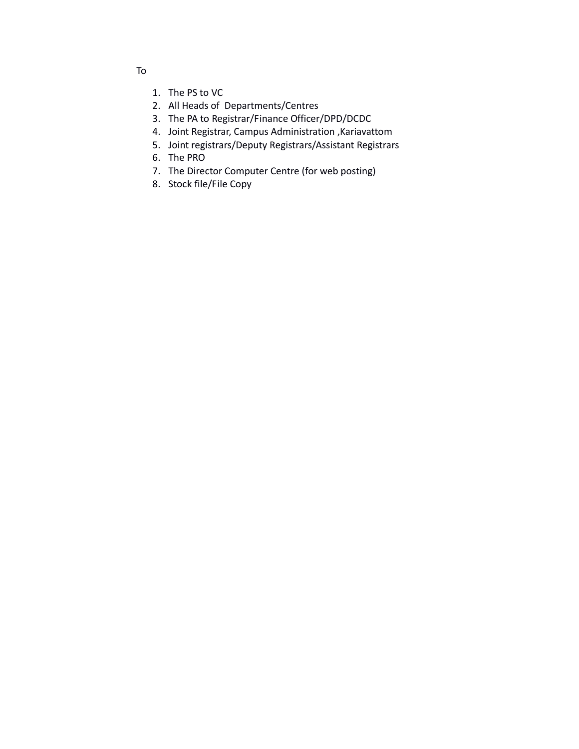To

1. The PS to VC
2. All Heads of Departments/Centres
3. The PA to Registrar/Finance Officer/DPD/DCDC
4. Joint Registrar, Campus Administration ,Kariavattom
5. Joint registrars/Deputy Registrars/Assistant Registrars
6. The PRO
7. The Director Computer Centre (for web posting)
8. Stock file/File Copy